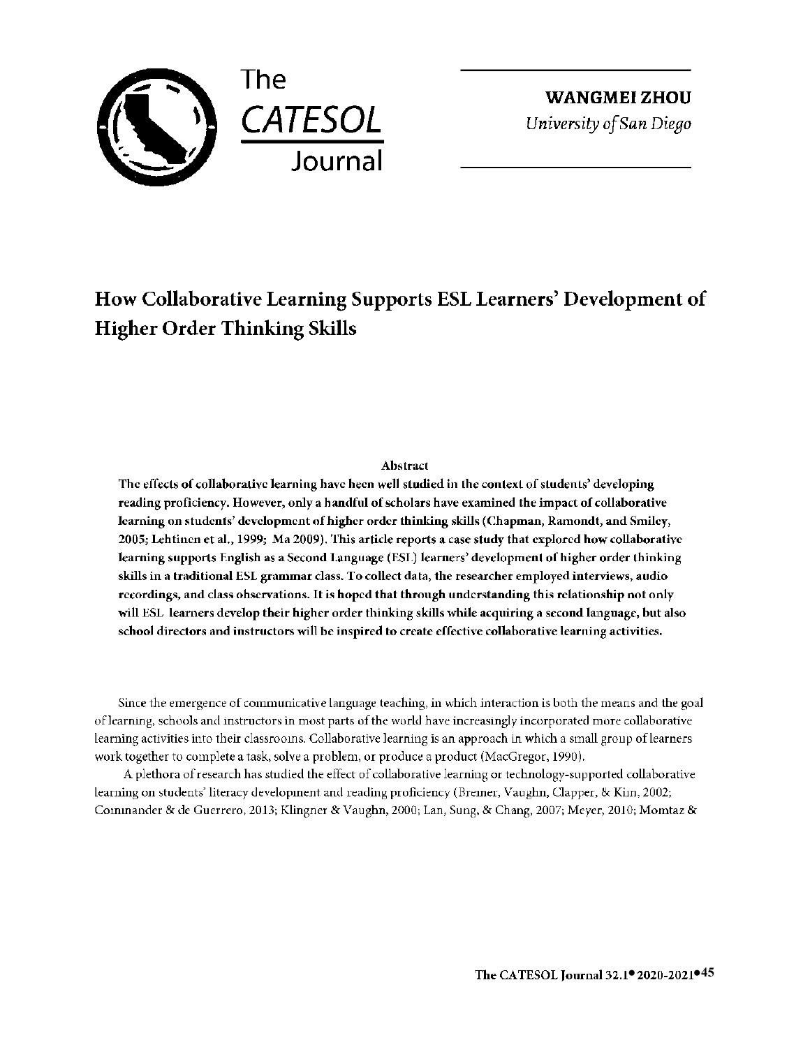**WANGMEI ZHOU**
*University of San Diego*

# How Collaborative Learning Supports ESL Learners' Development of Higher Order Thinking Skills

**Abstract**

**The effects of collaborative learning have been well studied in the context of students' developing reading proficiency. However, only a handful of scholars have examined the impact of collaborative learning on students' development of higher order thinking skills (Chapman, Ramondt, and Smiley, 2005; Lehtinen et al., 1999; Ma 2009). This article reports a case study that explored how collaborative learning supports English as a Second Language (ESL) learners' development of higher order thinking skills in a traditional ESL grammar class. To collect data, the researcher employed interviews, audio recordings, and class observations. It is hoped that through understanding this relationship not only will ESL learners develop their higher order thinking skills while acquiring a second language, but also school directors and instructors will be inspired to create effective collaborative learning activities.**

Since the emergence of communicative language teaching, in which interaction is both the means and the goal of learning, schools and instructors in most parts of the world have increasingly incorporated more collaborative learning activities into their classrooms. Collaborative learning is an approach in which a small group of learners work together to complete a task, solve a problem, or produce a product (MacGregor, 1990).

A plethora of research has studied the effect of collaborative learning or technology-supported collaborative learning on students' literacy development and reading proficiency (Bremer, Vaughn, Clapper, & Kim, 2002; Commander & de Guerrero, 2013; Klingner & Vaughn, 2000; Lan, Sung, & Chang, 2007; Meyer, 2010; Momtaz &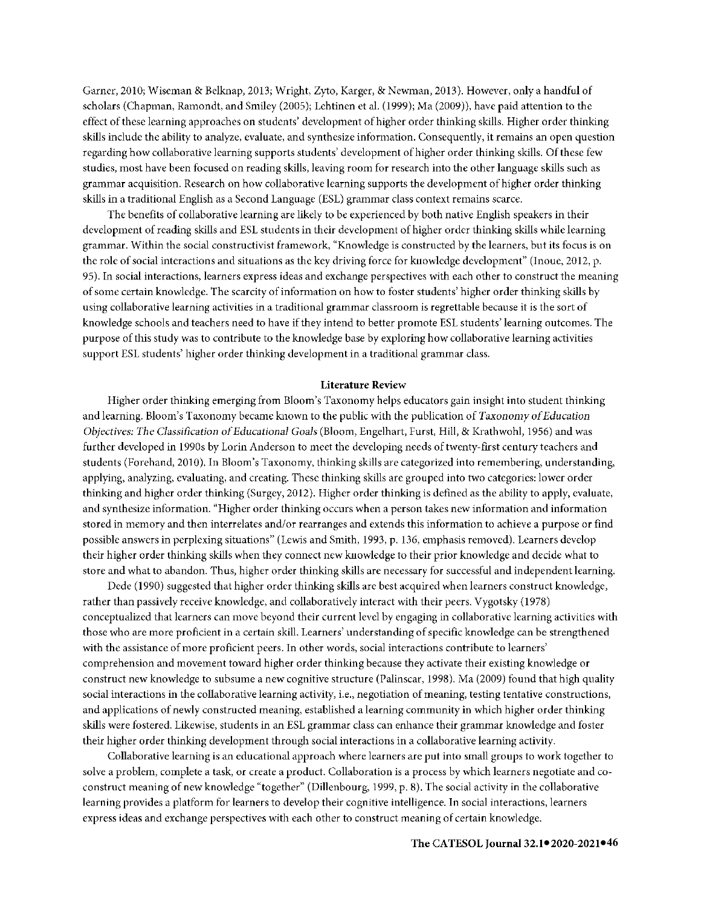Garner, 2010; Wiseman & Belknap, 2013; Wright, Zyto, Karger, & Newman, 2013). However, only a handful of scholars (Chapman, Ramondt, and Smiley (2005); Lehtinen et al. (1999); Ma (2009)), have paid attention to the effect of these learning approaches on students' development of higher order thinking skills. Higher order thinking skills include the ability to analyze, evaluate, and synthesize information. Consequently, it remains an open question regarding how collaborative learning supports students' development of higher order thinking skills. Of these few studies, most have been focused on reading skills, leaving room for research into the other language skills such as grammar acquisition. Research on how collaborative learning supports the development of higher order thinking skills in a traditional English as a Second Language (ESL) grammar class context remains scarce.

The benefits of collaborative learning are likely to be experienced by both native English speakers in their development of reading skills and ESL students in their development of higher order thinking skills while learning grammar. Within the social constructivist framework, "Knowledge is constructed by the learners, but its focus is on the role of social interactions and situations as the key driving force for knowledge development" (Inoue, 2012, p. 95). In social interactions, learners express ideas and exchange perspectives with each other to construct the meaning of some certain knowledge. The scarcity of information on how to foster students' higher order thinking skills by using collaborative learning activities in a traditional grammar classroom is regrettable because it is the sort of knowledge schools and teachers need to have if they intend to better promote ESL students' learning outcomes. The purpose of this study was to contribute to the knowledge base by exploring how collaborative learning activities support ESL students' higher order thinking development in a traditional grammar class.

## Literature Review

Higher order thinking emerging from Bloom's Taxonomy helps educators gain insight into student thinking and learning. Bloom's Taxonomy became known to the public with the publication of *Taxonomy of Education Objectives: The Classification of Educational Goals* (Bloom, Engelhart, Furst, Hill, & Krathwohl, 1956) and was further developed in 1990s by Lorin Anderson to meet the developing needs of twenty-first century teachers and students (Forehand, 2010). In Bloom's Taxonomy, thinking skills are categorized into remembering, understanding, applying, analyzing, evaluating, and creating. These thinking skills are grouped into two categories: lower order thinking and higher order thinking (Surgey, 2012). Higher order thinking is defined as the ability to apply, evaluate, and synthesize information. "Higher order thinking occurs when a person takes new information and information stored in memory and then interrelates and/or rearranges and extends this information to achieve a purpose or find possible answers in perplexing situations" (Lewis and Smith, 1993, p. 136, emphasis removed). Learners develop their higher order thinking skills when they connect new knowledge to their prior knowledge and decide what to store and what to abandon. Thus, higher order thinking skills are necessary for successful and independent learning.

Dede (1990) suggested that higher order thinking skills are best acquired when learners construct knowledge, rather than passively receive knowledge, and collaboratively interact with their peers. Vygotsky (1978) conceptualized that learners can move beyond their current level by engaging in collaborative learning activities with those who are more proficient in a certain skill. Learners' understanding of specific knowledge can be strengthened with the assistance of more proficient peers. In other words, social interactions contribute to learners' comprehension and movement toward higher order thinking because they activate their existing knowledge or construct new knowledge to subsume a new cognitive structure (Palinscar, 1998). Ma (2009) found that high quality social interactions in the collaborative learning activity, i.e., negotiation of meaning, testing tentative constructions, and applications of newly constructed meaning, established a learning community in which higher order thinking skills were fostered. Likewise, students in an ESL grammar class can enhance their grammar knowledge and foster their higher order thinking development through social interactions in a collaborative learning activity.

Collaborative learning is an educational approach where learners are put into small groups to work together to solve a problem, complete a task, or create a product. Collaboration is a process by which learners negotiate and co-construct meaning of new knowledge "together" (Dillenbourg, 1999, p. 8). The social activity in the collaborative learning provides a platform for learners to develop their cognitive intelligence. In social interactions, learners express ideas and exchange perspectives with each other to construct meaning of certain knowledge.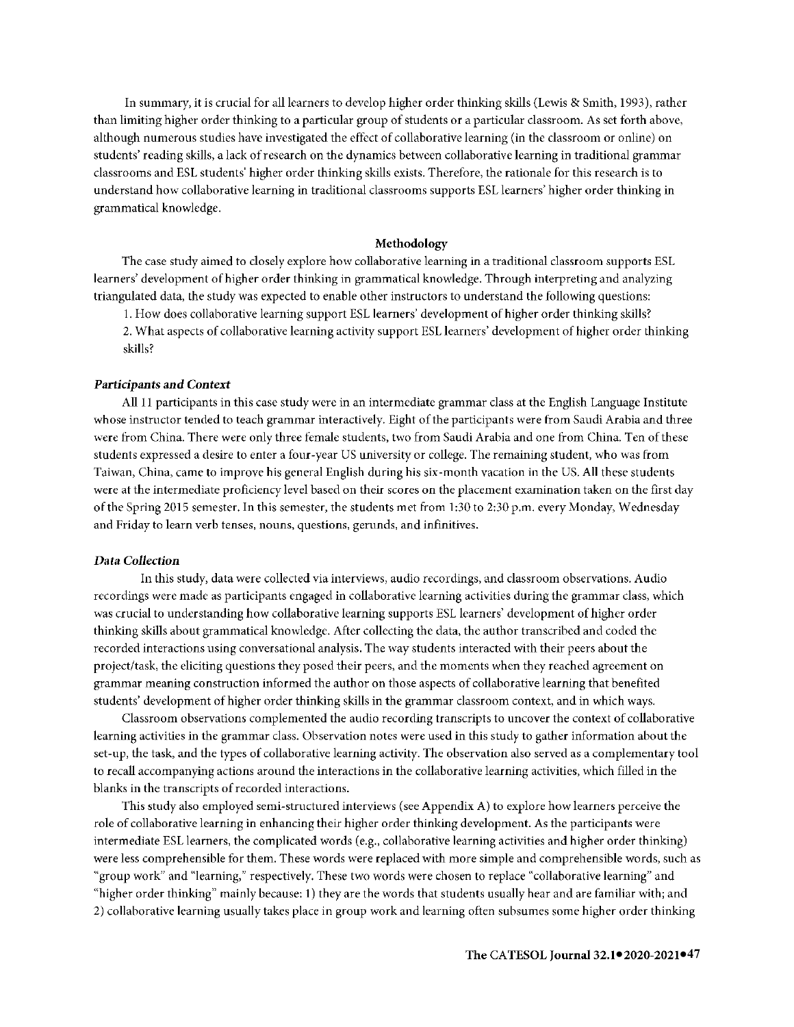In summary, it is crucial for all learners to develop higher order thinking skills (Lewis & Smith, 1993), rather than limiting higher order thinking to a particular group of students or a particular classroom. As set forth above, although numerous studies have investigated the effect of collaborative learning (in the classroom or online) on students' reading skills, a lack of research on the dynamics between collaborative learning in traditional grammar classrooms and ESL students' higher order thinking skills exists. Therefore, the rationale for this research is to understand how collaborative learning in traditional classrooms supports ESL learners' higher order thinking in grammatical knowledge.

## Methodology

The case study aimed to closely explore how collaborative learning in a traditional classroom supports ESL learners' development of higher order thinking in grammatical knowledge. Through interpreting and analyzing triangulated data, the study was expected to enable other instructors to understand the following questions:

1. How does collaborative learning support ESL learners' development of higher order thinking skills?
2. What aspects of collaborative learning activity support ESL learners' development of higher order thinking skills?

### *Participants and Context*

All 11 participants in this case study were in an intermediate grammar class at the English Language Institute whose instructor tended to teach grammar interactively. Eight of the participants were from Saudi Arabia and three were from China. There were only three female students, two from Saudi Arabia and one from China. Ten of these students expressed a desire to enter a four-year US university or college. The remaining student, who was from Taiwan, China, came to improve his general English during his six-month vacation in the US. All these students were at the intermediate proficiency level based on their scores on the placement examination taken on the first day of the Spring 2015 semester. In this semester, the students met from 1:30 to 2:30 p.m. every Monday, Wednesday and Friday to learn verb tenses, nouns, questions, gerunds, and infinitives.

### *Data Collection*

In this study, data were collected via interviews, audio recordings, and classroom observations. Audio recordings were made as participants engaged in collaborative learning activities during the grammar class, which was crucial to understanding how collaborative learning supports ESL learners' development of higher order thinking skills about grammatical knowledge. After collecting the data, the author transcribed and coded the recorded interactions using conversational analysis. The way students interacted with their peers about the project/task, the eliciting questions they posed their peers, and the moments when they reached agreement on grammar meaning construction informed the author on those aspects of collaborative learning that benefited students' development of higher order thinking skills in the grammar classroom context, and in which ways.

Classroom observations complemented the audio recording transcripts to uncover the context of collaborative learning activities in the grammar class. Observation notes were used in this study to gather information about the set-up, the task, and the types of collaborative learning activity. The observation also served as a complementary tool to recall accompanying actions around the interactions in the collaborative learning activities, which filled in the blanks in the transcripts of recorded interactions.

This study also employed semi-structured interviews (see Appendix A) to explore how learners perceive the role of collaborative learning in enhancing their higher order thinking development. As the participants were intermediate ESL learners, the complicated words (e.g., collaborative learning activities and higher order thinking) were less comprehensible for them. These words were replaced with more simple and comprehensible words, such as "group work" and "learning," respectively. These two words were chosen to replace "collaborative learning" and "higher order thinking" mainly because: 1) they are the words that students usually hear and are familiar with; and 2) collaborative learning usually takes place in group work and learning often subsumes some higher order thinking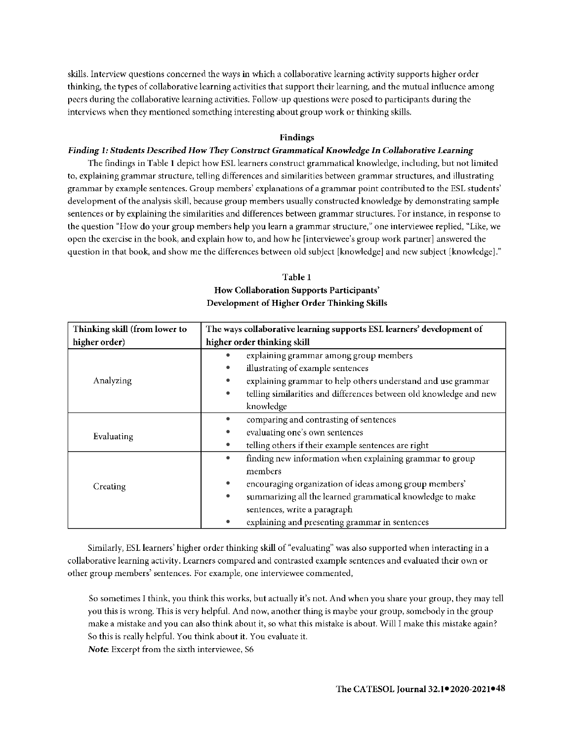skills. Interview questions concerned the ways in which a collaborative learning activity supports higher order thinking, the types of collaborative learning activities that support their learning, and the mutual influence among peers during the collaborative learning activities. Follow-up questions were posed to participants during the interviews when they mentioned something interesting about group work or thinking skills.

## Findings

### *Finding 1: Students Described How They Construct Grammatical Knowledge In Collaborative Learning*

The findings in Table 1 depict how ESL learners construct grammatical knowledge, including, but not limited to, explaining grammar structure, telling differences and similarities between grammar structures, and illustrating grammar by example sentences. Group members' explanations of a grammar point contributed to the ESL students' development of the analysis skill, because group members usually constructed knowledge by demonstrating sample sentences or by explaining the similarities and differences between grammar structures. For instance, in response to the question "How do your group members help you learn a grammar structure," one interviewee replied, "Like, we open the exercise in the book, and explain how to, and how he [interviewee's group work partner] answered the question in that book, and show me the differences between old subject [knowledge] and new subject [knowledge]."

**Table 1**
**How Collaboration Supports Participants' Development of Higher Order Thinking Skills**

| Thinking skill (from lower to higher order) | The ways collaborative learning supports ESL learners' development of higher order thinking skill |
|---|---|
| Analyzing | • explaining grammar among group members<br>• illustrating of example sentences<br>• explaining grammar to help others understand and use grammar<br>• telling similarities and differences between old knowledge and new knowledge |
| Evaluating | • comparing and contrasting of sentences<br>• evaluating one's own sentences<br>• telling others if their example sentences are right |
| Creating | • finding new information when explaining grammar to group members<br>• encouraging organization of ideas among group members'<br>• summarizing all the learned grammatical knowledge to make sentences, write a paragraph<br>• explaining and presenting grammar in sentences |

Similarly, ESL learners' higher order thinking skill of "evaluating" was also supported when interacting in a collaborative learning activity. Learners compared and contrasted example sentences and evaluated their own or other group members' sentences. For example, one interviewee commented,

> So sometimes I think, you think this works, but actually it's not. And when you share your group, they may tell you this is wrong. This is very helpful. And now, another thing is maybe your group, somebody in the group make a mistake and you can also think about it, so what this mistake is about. Will I make this mistake again? So this is really helpful. You think about it. You evaluate it.
> ***Note*:** Excerpt from the sixth interviewee, S6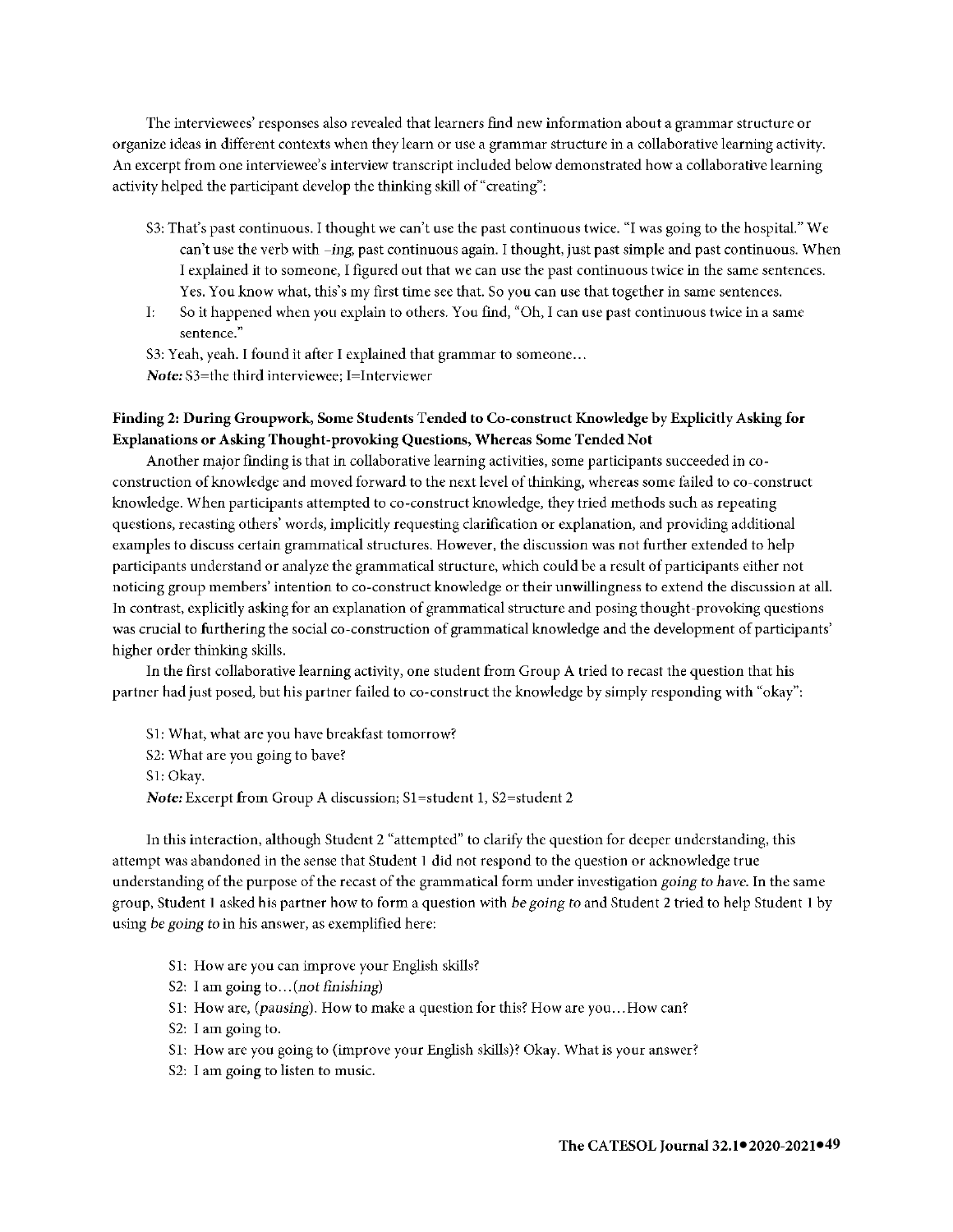The interviewees' responses also revealed that learners find new information about a grammar structure or organize ideas in different contexts when they learn or use a grammar structure in a collaborative learning activity. An excerpt from one interviewee's interview transcript included below demonstrated how a collaborative learning activity helped the participant develop the thinking skill of "creating":

> S3: That's past continuous. I thought we can't use the past continuous twice. "I was going to the hospital." We can't use the verb with *–ing*, past continuous again. I thought, just past simple and past continuous. When I explained it to someone, I figured out that we can use the past continuous twice in the same sentences. Yes. You know what, this's my first time see that. So you can use that together in same sentences.
>
> I: So it happened when you explain to others. You find, "Oh, I can use past continuous twice in a same sentence."
>
> S3: Yeah, yeah. I found it after I explained that grammar to someone…
>
> ***Note:*** S3=the third interviewee; I=Interviewer

### Finding 2: During Groupwork, Some Students Tended to Co-construct Knowledge by Explicitly Asking for Explanations or Asking Thought-provoking Questions, Whereas Some Tended Not

Another major finding is that in collaborative learning activities, some participants succeeded in co-construction of knowledge and moved forward to the next level of thinking, whereas some failed to co-construct knowledge. When participants attempted to co-construct knowledge, they tried methods such as repeating questions, recasting others' words, implicitly requesting clarification or explanation, and providing additional examples to discuss certain grammatical structures. However, the discussion was not further extended to help participants understand or analyze the grammatical structure, which could be a result of participants either not noticing group members' intention to co-construct knowledge or their unwillingness to extend the discussion at all. In contrast, explicitly asking for an explanation of grammatical structure and posing thought-provoking questions was crucial to furthering the social co-construction of grammatical knowledge and the development of participants' higher order thinking skills.

In the first collaborative learning activity, one student from Group A tried to recast the question that his partner had just posed, but his partner failed to co-construct the knowledge by simply responding with "okay":

> S1: What, what are you have breakfast tomorrow?
>
> S2: What are you going to bave?
>
> S1: Okay.
>
> ***Note:*** Excerpt from Group A discussion; S1=student 1, S2=student 2

In this interaction, although Student 2 "attempted" to clarify the question for deeper understanding, this attempt was abandoned in the sense that Student 1 did not respond to the question or acknowledge true understanding of the purpose of the recast of the grammatical form under investigation *going to have*. In the same group, Student 1 asked his partner how to form a question with *be going to* and Student 2 tried to help Student 1 by using *be going to* in his answer, as exemplified here:

> S1: How are you can improve your English skills?
>
> S2: I am going to…(*not finishing*)
>
> S1: How are, (*pausing*). How to make a question for this? How are you…How can?
>
> S2: I am going to.
>
> S1: How are you going to (improve your English skills)? Okay. What is your answer?
>
> S2: I am going to listen to music.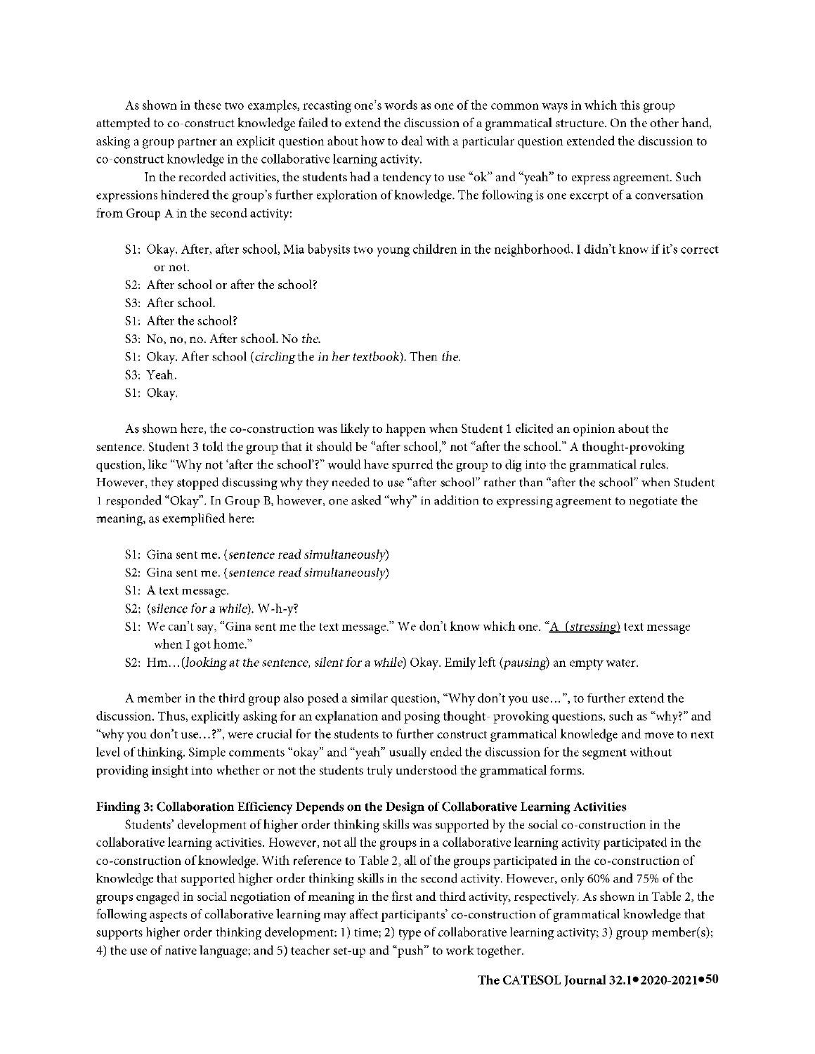As shown in these two examples, recasting one's words as one of the common ways in which this group attempted to co-construct knowledge failed to extend the discussion of a grammatical structure. On the other hand, asking a group partner an explicit question about how to deal with a particular question extended the discussion to co-construct knowledge in the collaborative learning activity.

In the recorded activities, the students had a tendency to use "ok" and "yeah" to express agreement. Such expressions hindered the group's further exploration of knowledge. The following is one excerpt of a conversation from Group A in the second activity:

- S1: Okay. After, after school, Mia babysits two young children in the neighborhood. I didn't know if it's correct or not.
- S2: After school or after the school?
- S3: After school.
- S1: After the school?
- S3: No, no, no. After school. No *the*.
- S1: Okay. After school (*circling* the *in her textbook*). Then *the*.
- S3: Yeah.
- S1: Okay.

As shown here, the co-construction was likely to happen when Student 1 elicited an opinion about the sentence. Student 3 told the group that it should be "after school," not "after the school." A thought-provoking question, like "Why not 'after the school'?" would have spurred the group to dig into the grammatical rules. However, they stopped discussing why they needed to use "after school" rather than "after the school" when Student 1 responded "Okay". In Group B, however, one asked "why" in addition to expressing agreement to negotiate the meaning, as exemplified here:

- S1: Gina sent me. (*sentence read simultaneously*)
- S2: Gina sent me. (*sentence read simultaneously*)
- S1: A text message.
- S2: (*silence for a while*). W-h-y?
- S1: We can't say, "Gina sent me the text message." We don't know which one. "A (*stressing*) text message when I got home."
- S2: Hm…(*looking at the sentence, silent for a while*) Okay. Emily left (*pausing*) an empty water.

A member in the third group also posed a similar question, "Why don't you use…", to further extend the discussion. Thus, explicitly asking for an explanation and posing thought- provoking questions, such as "why?" and "why you don't use…?", were crucial for the students to further construct grammatical knowledge and move to next level of thinking. Simple comments "okay" and "yeah" usually ended the discussion for the segment without providing insight into whether or not the students truly understood the grammatical forms.

**Finding 3: Collaboration Efficiency Depends on the Design of Collaborative Learning Activities**

Students' development of higher order thinking skills was supported by the social co-construction in the collaborative learning activities. However, not all the groups in a collaborative learning activity participated in the co-construction of knowledge. With reference to Table 2, all of the groups participated in the co-construction of knowledge that supported higher order thinking skills in the second activity. However, only 60% and 75% of the groups engaged in social negotiation of meaning in the first and third activity, respectively. As shown in Table 2, the following aspects of collaborative learning may affect participants' co-construction of grammatical knowledge that supports higher order thinking development: 1) time; 2) type of collaborative learning activity; 3) group member(s); 4) the use of native language; and 5) teacher set-up and "push" to work together.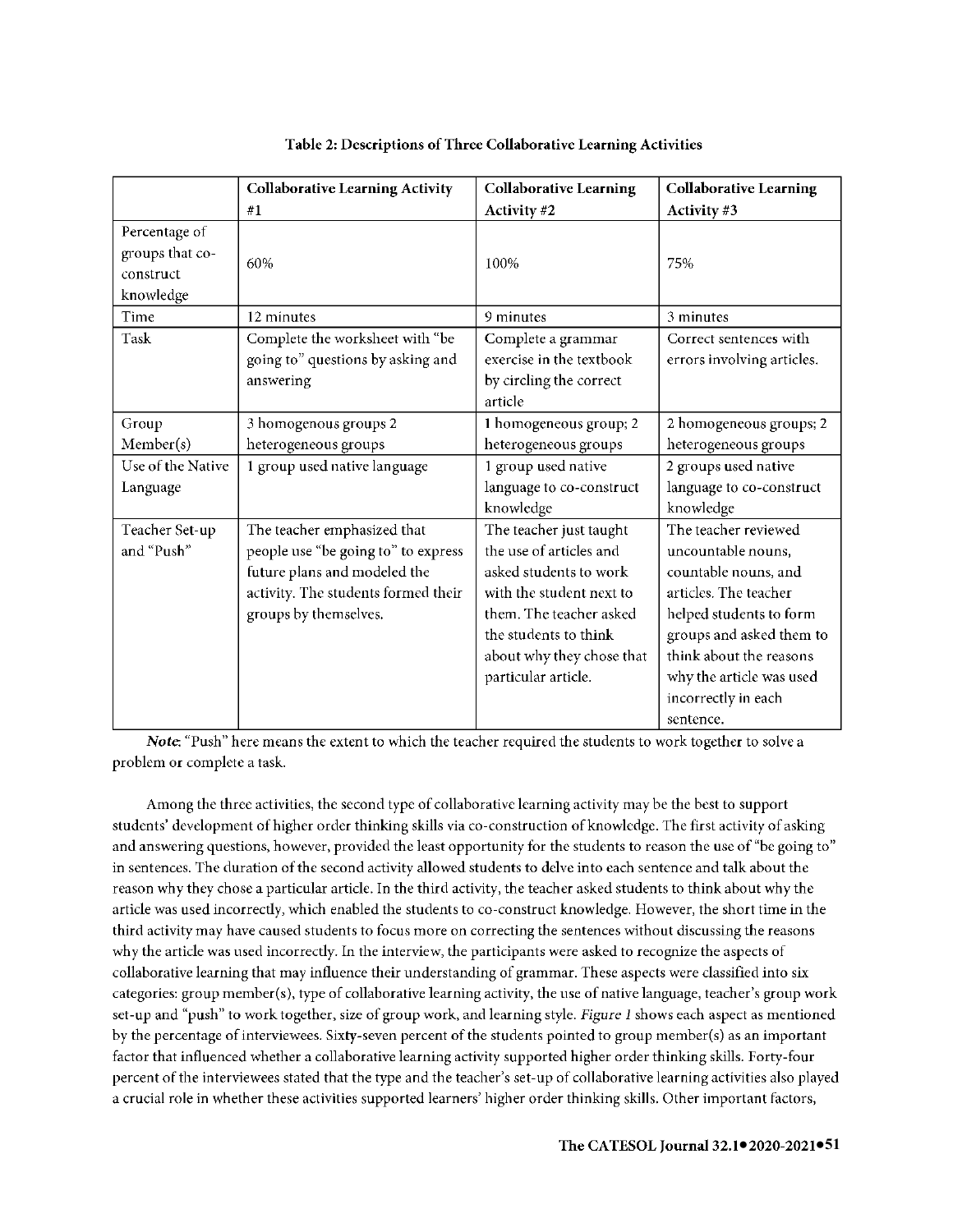**Table 2: Descriptions of Three Collaborative Learning Activities**

| | Collaborative Learning Activity #1 | Collaborative Learning Activity #2 | Collaborative Learning Activity #3 |
|---|---|---|---|
| Percentage of groups that co-construct knowledge | 60% | 100% | 75% |
| Time | 12 minutes | 9 minutes | 3 minutes |
| Task | Complete the worksheet with "be going to" questions by asking and answering | Complete a grammar exercise in the textbook by circling the correct article | Correct sentences with errors involving articles. |
| Group Member(s) | 3 homogenous groups 2 heterogeneous groups | 1 homogeneous group; 2 heterogeneous groups | 2 homogeneous groups; 2 heterogeneous groups |
| Use of the Native Language | 1 group used native language | 1 group used native language to co-construct knowledge | 2 groups used native language to co-construct knowledge |
| Teacher Set-up and "Push" | The teacher emphasized that people use "be going to" to express future plans and modeled the activity. The students formed their groups by themselves. | The teacher just taught the use of articles and asked students to work with the student next to them. The teacher asked the students to think about why they chose that particular article. | The teacher reviewed uncountable nouns, countable nouns, and articles. The teacher helped students to form groups and asked them to think about the reasons why the article was used incorrectly in each sentence. |

***Note*:** "Push" here means the extent to which the teacher required the students to work together to solve a problem or complete a task.

Among the three activities, the second type of collaborative learning activity may be the best to support students' development of higher order thinking skills via co-construction of knowledge. The first activity of asking and answering questions, however, provided the least opportunity for the students to reason the use of "be going to" in sentences. The duration of the second activity allowed students to delve into each sentence and talk about the reason why they chose a particular article. In the third activity, the teacher asked students to think about why the article was used incorrectly, which enabled the students to co-construct knowledge. However, the short time in the third activity may have caused students to focus more on correcting the sentences without discussing the reasons why the article was used incorrectly. In the interview, the participants were asked to recognize the aspects of collaborative learning that may influence their understanding of grammar. These aspects were classified into six categories: group member(s), type of collaborative learning activity, the use of native language, teacher's group work set-up and "push" to work together, size of group work, and learning style. *Figure 1* shows each aspect as mentioned by the percentage of interviewees. Sixty-seven percent of the students pointed to group member(s) as an important factor that influenced whether a collaborative learning activity supported higher order thinking skills. Forty-four percent of the interviewees stated that the type and the teacher's set-up of collaborative learning activities also played a crucial role in whether these activities supported learners' higher order thinking skills. Other important factors,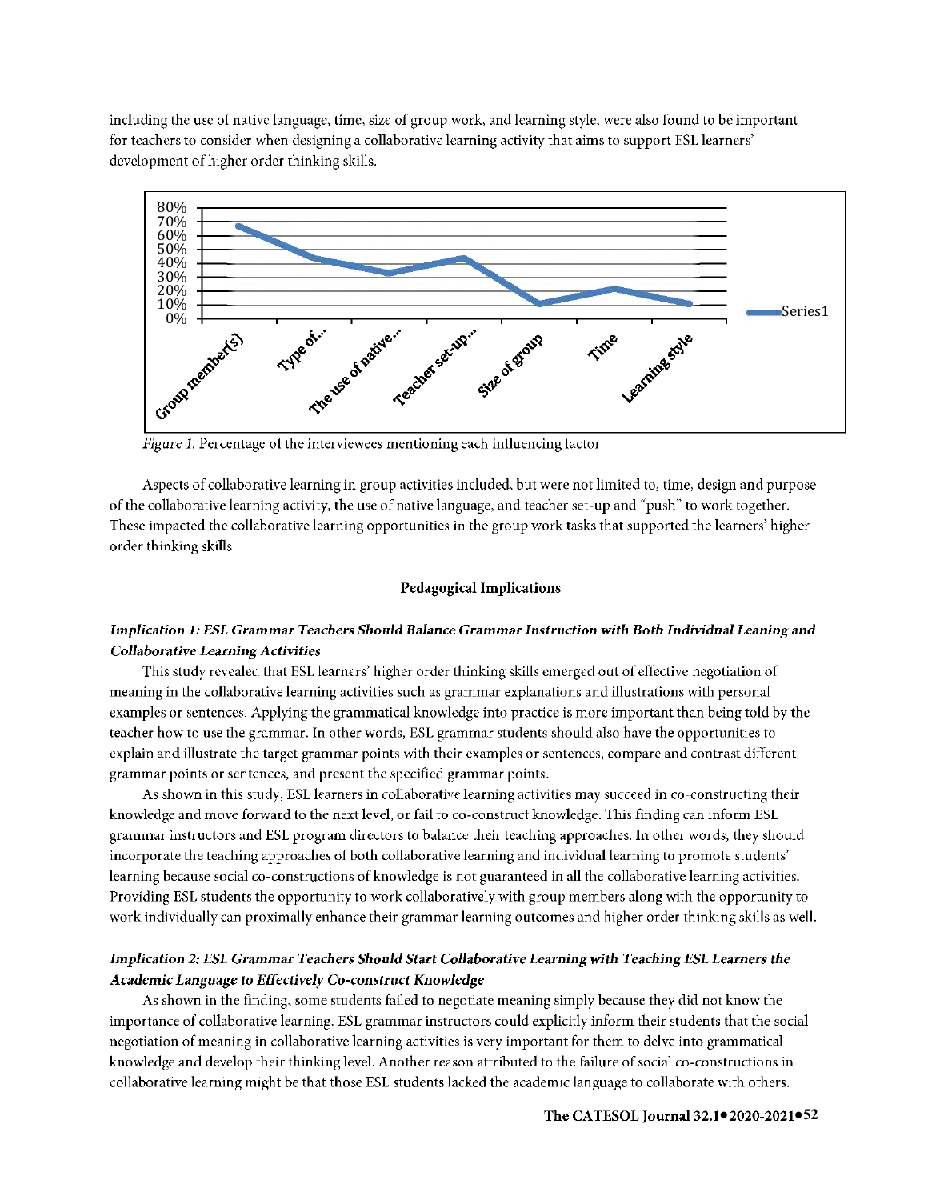including the use of native language, time, size of group work, and learning style, were also found to be important for teachers to consider when designing a collaborative learning activity that aims to support ESL learners' development of higher order thinking skills.

*Figure 1.* Percentage of the interviewees mentioning each influencing factor

Aspects of collaborative learning in group activities included, but were not limited to, time, design and purpose of the collaborative learning activity, the use of native language, and teacher set-up and "push" to work together. These impacted the collaborative learning opportunities in the group work tasks that supported the learners' higher order thinking skills.

## Pedagogical Implications

### *Implication 1: ESL Grammar Teachers Should Balance Grammar Instruction with Both Individual Leaning and Collaborative Learning Activities*

This study revealed that ESL learners' higher order thinking skills emerged out of effective negotiation of meaning in the collaborative learning activities such as grammar explanations and illustrations with personal examples or sentences. Applying the grammatical knowledge into practice is more important than being told by the teacher how to use the grammar. In other words, ESL grammar students should also have the opportunities to explain and illustrate the target grammar points with their examples or sentences, compare and contrast different grammar points or sentences, and present the specified grammar points.

As shown in this study, ESL learners in collaborative learning activities may succeed in co-constructing their knowledge and move forward to the next level, or fail to co-construct knowledge. This finding can inform ESL grammar instructors and ESL program directors to balance their teaching approaches. In other words, they should incorporate the teaching approaches of both collaborative learning and individual learning to promote students' learning because social co-constructions of knowledge is not guaranteed in all the collaborative learning activities. Providing ESL students the opportunity to work collaboratively with group members along with the opportunity to work individually can proximally enhance their grammar learning outcomes and higher order thinking skills as well.

### *Implication 2: ESL Grammar Teachers Should Start Collaborative Learning with Teaching ESL Learners the Academic Language to Effectively Co-construct Knowledge*

As shown in the finding, some students failed to negotiate meaning simply because they did not know the importance of collaborative learning. ESL grammar instructors could explicitly inform their students that the social negotiation of meaning in collaborative learning activities is very important for them to delve into grammatical knowledge and develop their thinking level. Another reason attributed to the failure of social co-constructions in collaborative learning might be that those ESL students lacked the academic language to collaborate with others.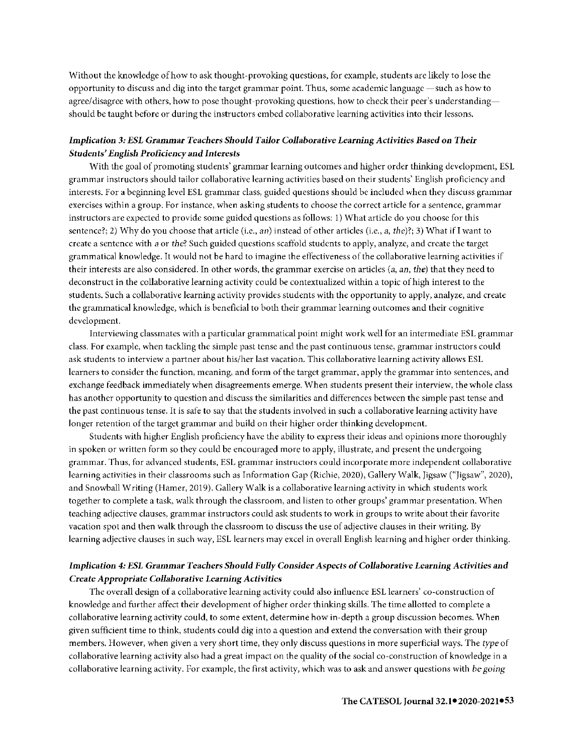Without the knowledge of how to ask thought-provoking questions, for example, students are likely to lose the opportunity to discuss and dig into the target grammar point. Thus, some academic language —such as how to agree/disagree with others, how to pose thought-provoking questions, how to check their peer's understanding—should be taught before or during the instructors embed collaborative learning activities into their lessons.

### *Implication 3: ESL Grammar Teachers Should Tailor Collaborative Learning Activities Based on Their Students' English Proficiency and Interests*

With the goal of promoting students' grammar learning outcomes and higher order thinking development, ESL grammar instructors should tailor collaborative learning activities based on their students' English proficiency and interests. For a beginning level ESL grammar class, guided questions should be included when they discuss grammar exercises within a group. For instance, when asking students to choose the correct article for a sentence, grammar instructors are expected to provide some guided questions as follows: 1) What article do you choose for this sentence?; 2) Why do you choose that article (i.e., *an*) instead of other articles (i.e., *a, the*)?; 3) What if I want to create a sentence with *a* or *the*? Such guided questions scaffold students to apply, analyze, and create the target grammatical knowledge. It would not be hard to imagine the effectiveness of the collaborative learning activities if their interests are also considered. In other words, the grammar exercise on articles (*a, an, the*) that they need to deconstruct in the collaborative learning activity could be contextualized within a topic of high interest to the students. Such a collaborative learning activity provides students with the opportunity to apply, analyze, and create the grammatical knowledge, which is beneficial to both their grammar learning outcomes and their cognitive development.

Interviewing classmates with a particular grammatical point might work well for an intermediate ESL grammar class. For example, when tackling the simple past tense and the past continuous tense, grammar instructors could ask students to interview a partner about his/her last vacation. This collaborative learning activity allows ESL learners to consider the function, meaning, and form of the target grammar, apply the grammar into sentences, and exchange feedback immediately when disagreements emerge. When students present their interview, the whole class has another opportunity to question and discuss the similarities and differences between the simple past tense and the past continuous tense. It is safe to say that the students involved in such a collaborative learning activity have longer retention of the target grammar and build on their higher order thinking development.

Students with higher English proficiency have the ability to express their ideas and opinions more thoroughly in spoken or written form so they could be encouraged more to apply, illustrate, and present the undergoing grammar. Thus, for advanced students, ESL grammar instructors could incorporate more independent collaborative learning activities in their classrooms such as Information Gap (Richie, 2020), Gallery Walk, Jigsaw ("Jigsaw", 2020), and Snowball Writing (Hamer, 2019). Gallery Walk is a collaborative learning activity in which students work together to complete a task, walk through the classroom, and listen to other groups' grammar presentation. When teaching adjective clauses, grammar instructors could ask students to work in groups to write about their favorite vacation spot and then walk through the classroom to discuss the use of adjective clauses in their writing. By learning adjective clauses in such way, ESL learners may excel in overall English learning and higher order thinking.

### *Implication 4: ESL Grammar Teachers Should Fully Consider Aspects of Collaborative Learning Activities and Create Appropriate Collaborative Learning Activities*

The overall design of a collaborative learning activity could also influence ESL learners' co-construction of knowledge and further affect their development of higher order thinking skills. The time allotted to complete a collaborative learning activity could, to some extent, determine how in-depth a group discussion becomes. When given sufficient time to think, students could dig into a question and extend the conversation with their group members. However, when given a very short time, they only discuss questions in more superficial ways. The *type* of collaborative learning activity also had a great impact on the quality of the social co-construction of knowledge in a collaborative learning activity. For example, the first activity, which was to ask and answer questions with *be going*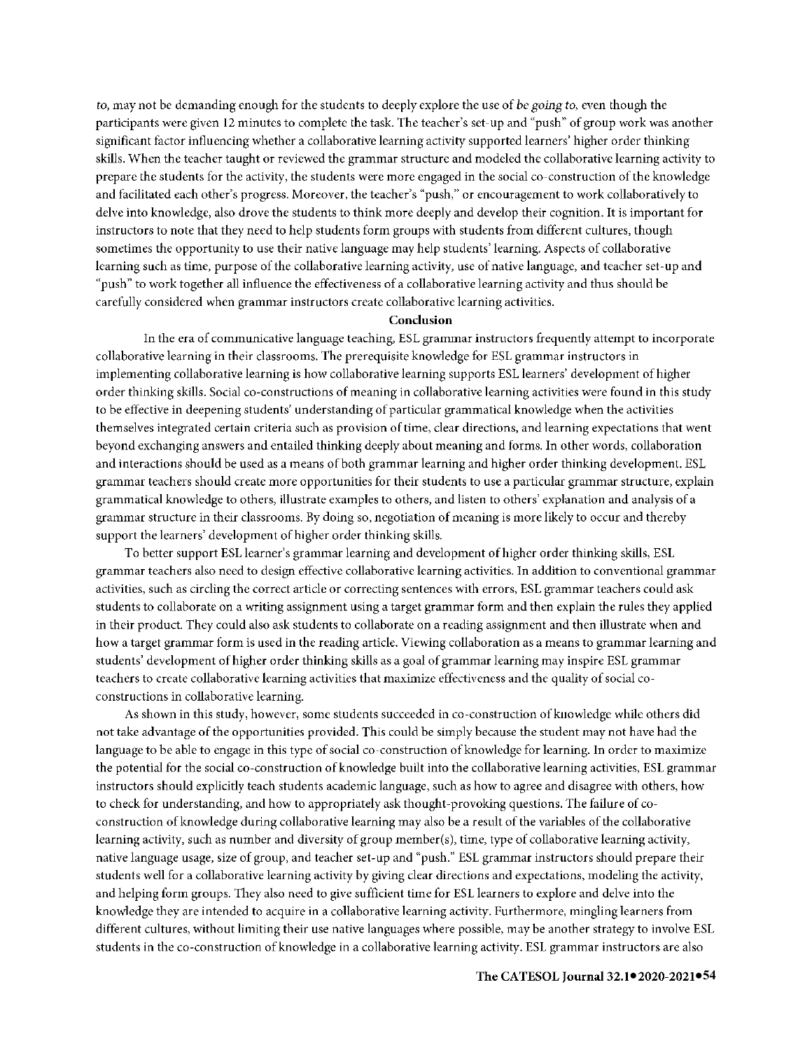*to*, may not be demanding enough for the students to deeply explore the use of *be going to*, even though the participants were given 12 minutes to complete the task. The teacher's set-up and "push" of group work was another significant factor influencing whether a collaborative learning activity supported learners' higher order thinking skills. When the teacher taught or reviewed the grammar structure and modeled the collaborative learning activity to prepare the students for the activity, the students were more engaged in the social co-construction of the knowledge and facilitated each other's progress. Moreover, the teacher's "push," or encouragement to work collaboratively to delve into knowledge, also drove the students to think more deeply and develop their cognition. It is important for instructors to note that they need to help students form groups with students from different cultures, though sometimes the opportunity to use their native language may help students' learning. Aspects of collaborative learning such as time, purpose of the collaborative learning activity, use of native language, and teacher set-up and "push" to work together all influence the effectiveness of a collaborative learning activity and thus should be carefully considered when grammar instructors create collaborative learning activities.

## Conclusion

In the era of communicative language teaching, ESL grammar instructors frequently attempt to incorporate collaborative learning in their classrooms. The prerequisite knowledge for ESL grammar instructors in implementing collaborative learning is how collaborative learning supports ESL learners' development of higher order thinking skills. Social co-constructions of meaning in collaborative learning activities were found in this study to be effective in deepening students' understanding of particular grammatical knowledge when the activities themselves integrated certain criteria such as provision of time, clear directions, and learning expectations that went beyond exchanging answers and entailed thinking deeply about meaning and forms. In other words, collaboration and interactions should be used as a means of both grammar learning and higher order thinking development. ESL grammar teachers should create more opportunities for their students to use a particular grammar structure, explain grammatical knowledge to others, illustrate examples to others, and listen to others' explanation and analysis of a grammar structure in their classrooms. By doing so, negotiation of meaning is more likely to occur and thereby support the learners' development of higher order thinking skills.

To better support ESL learner's grammar learning and development of higher order thinking skills, ESL grammar teachers also need to design effective collaborative learning activities. In addition to conventional grammar activities, such as circling the correct article or correcting sentences with errors, ESL grammar teachers could ask students to collaborate on a writing assignment using a target grammar form and then explain the rules they applied in their product. They could also ask students to collaborate on a reading assignment and then illustrate when and how a target grammar form is used in the reading article. Viewing collaboration as a means to grammar learning and students' development of higher order thinking skills as a goal of grammar learning may inspire ESL grammar teachers to create collaborative learning activities that maximize effectiveness and the quality of social co-constructions in collaborative learning.

As shown in this study, however, some students succeeded in co-construction of knowledge while others did not take advantage of the opportunities provided. This could be simply because the student may not have had the language to be able to engage in this type of social co-construction of knowledge for learning. In order to maximize the potential for the social co-construction of knowledge built into the collaborative learning activities, ESL grammar instructors should explicitly teach students academic language, such as how to agree and disagree with others, how to check for understanding, and how to appropriately ask thought-provoking questions. The failure of co-construction of knowledge during collaborative learning may also be a result of the variables of the collaborative learning activity, such as number and diversity of group member(s), time, type of collaborative learning activity, native language usage, size of group, and teacher set-up and "push." ESL grammar instructors should prepare their students well for a collaborative learning activity by giving clear directions and expectations, modeling the activity, and helping form groups. They also need to give sufficient time for ESL learners to explore and delve into the knowledge they are intended to acquire in a collaborative learning activity. Furthermore, mingling learners from different cultures, without limiting their use native languages where possible, may be another strategy to involve ESL students in the co-construction of knowledge in a collaborative learning activity. ESL grammar instructors are also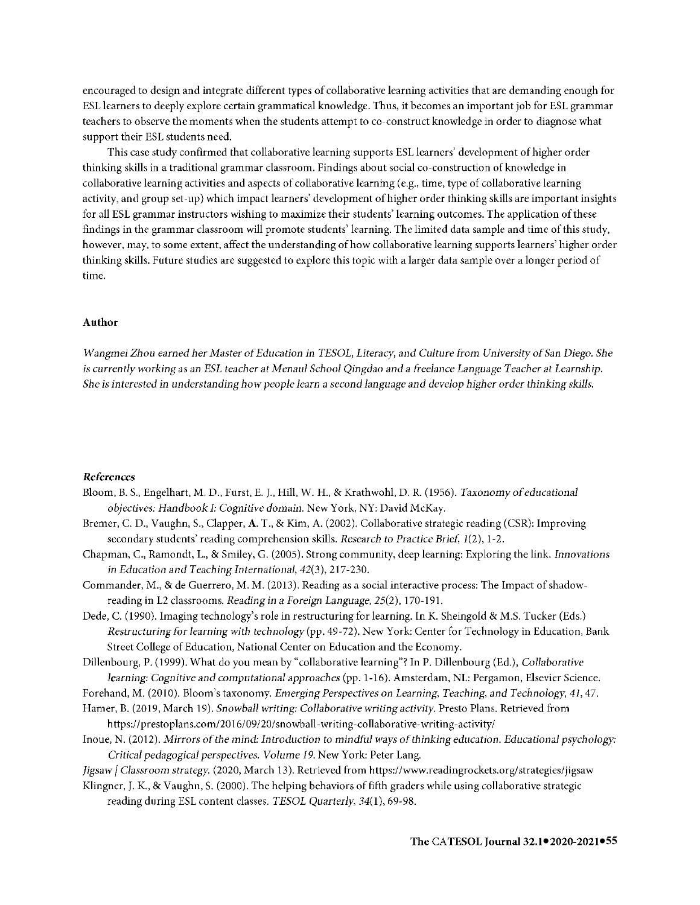encouraged to design and integrate different types of collaborative learning activities that are demanding enough for ESL learners to deeply explore certain grammatical knowledge. Thus, it becomes an important job for ESL grammar teachers to observe the moments when the students attempt to co-construct knowledge in order to diagnose what support their ESL students need.

This case study confirmed that collaborative learning supports ESL learners' development of higher order thinking skills in a traditional grammar classroom. Findings about social co-construction of knowledge in collaborative learning activities and aspects of collaborative learning (e.g., time, type of collaborative learning activity, and group set-up) which impact learners' development of higher order thinking skills are important insights for all ESL grammar instructors wishing to maximize their students' learning outcomes. The application of these findings in the grammar classroom will promote students' learning. The limited data sample and time of this study, however, may, to some extent, affect the understanding of how collaborative learning supports learners' higher order thinking skills. Future studies are suggested to explore this topic with a larger data sample over a longer period of time.

### Author

*Wangmei Zhou earned her Master of Education in TESOL, Literacy, and Culture from University of San Diego. She is currently working as an ESL teacher at Menaul School Qingdao and a freelance Language Teacher at Learnship. She is interested in understanding how people learn a second language and develop higher order thinking skills.*

### *References*

Bloom, B. S., Engelhart, M. D., Furst, E. J., Hill, W. H., & Krathwohl, D. R. (1956). *Taxonomy of educational objectives: Handbook I: Cognitive domain.* New York, NY: David McKay.

Bremer, C. D., Vaughn, S., Clapper, A. T., & Kim, A. (2002). Collaborative strategic reading (CSR): Improving secondary students' reading comprehension skills. *Research to Practice Brief, 1*(2), 1-2.

Chapman, C., Ramondt, L., & Smiley, G. (2005). Strong community, deep learning: Exploring the link. *Innovations in Education and Teaching International, 42*(3), 217-230.

Commander, M., & de Guerrero, M. M. (2013). Reading as a social interactive process: The Impact of shadow-reading in L2 classrooms. *Reading in a Foreign Language, 25*(2), 170-191.

Dede, C. (1990). Imaging technology's role in restructuring for learning. In K. Sheingold & M.S. Tucker (Eds.) *Restructuring for learning with technology* (pp. 49-72). New York: Center for Technology in Education, Bank Street College of Education, National Center on Education and the Economy.

Dillenbourg, P. (1999). What do you mean by "collaborative learning"? In P. Dillenbourg (Ed.), *Collaborative learning: Cognitive and computational approaches* (pp. 1-16). Amsterdam, NL: Pergamon, Elsevier Science.

Forehand, M. (2010). Bloom's taxonomy. *Emerging Perspectives on Learning, Teaching, and Technology, 41*, 47.

Hamer, B. (2019, March 19). *Snowball writing: Collaborative writing activity.* Presto Plans. Retrieved from https://prestoplans.com/2016/09/20/snowball-writing-collaborative-writing-activity/

Inoue, N. (2012). *Mirrors of the mind: Introduction to mindful ways of thinking education. Educational psychology: Critical pedagogical perspectives. Volume 19.* New York: Peter Lang.

*Jigsaw | Classroom strategy.* (2020, March 13). Retrieved from https://www.readingrockets.org/strategies/jigsaw

Klingner, J. K., & Vaughn, S. (2000). The helping behaviors of fifth graders while using collaborative strategic reading during ESL content classes. *TESOL Quarterly, 34*(1), 69-98.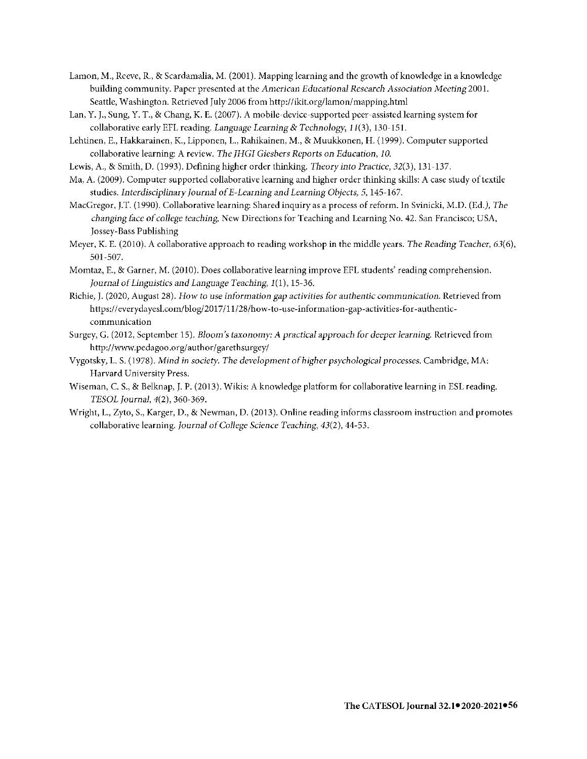Lamon, M., Reeve, R., & Scardamalia, M. (2001). Mapping learning and the growth of knowledge in a knowledge building community. Paper presented at the *American Educational Research Association Meeting* 2001. Seattle, Washington. Retrieved July 2006 from http://ikit.org/lamon/mapping.html

Lan, Y. J., Sung, Y. T., & Chang, K. E. (2007). A mobile-device-supported peer-assisted learning system for collaborative early EFL reading. *Language Learning & Technology, 11*(3), 130-151.

Lehtinen, E., Hakkarainen, K., Lipponen, L., Rahikainen, M., & Muukkonen, H. (1999). Computer supported collaborative learning: A review. *The JHGI Giesbers Reports on Education, 10.*

Lewis, A., & Smith, D. (1993). Defining higher order thinking. *Theory into Practice, 32*(3), 131-137.

Ma, A. (2009). Computer supported collaborative learning and higher order thinking skills: A case study of textile studies. *Interdisciplinary Journal of E-Learning and Learning Objects, 5,* 145-167.

MacGregor, J.T. (1990). Collaborative learning: Shared inquiry as a process of reform. In Svinicki, M.D. (Ed.*), The changing face of college teaching,* New Directions for Teaching and Learning No. 42. San Francisco; USA, Jossey-Bass Publishing

Meyer, K. E. (2010). A collaborative approach to reading workshop in the middle years. *The Reading Teacher, 63*(6), 501-507.

Momtaz, E., & Garner, M. (2010). Does collaborative learning improve EFL students' reading comprehension. *Journal of Linguistics and Language Teaching, 1*(1), 15-36.

Richie, J. (2020, August 28). *How to use information gap activities for authentic communication.* Retrieved from https://everydayesl.com/blog/2017/11/28/how-to-use-information-gap-activities-for-authentic-communication

Surgey, G. (2012, September 15). *Bloom's taxonomy: A practical approach for deeper learning.* Retrieved from http://www.pedagoo.org/author/garethsurgey/

Vygotsky, L. S. (1978). *Mind in society. The development of higher psychological processes.* Cambridge, MA: Harvard University Press.

Wiseman, C. S., & Belknap, J. P. (2013). Wikis: A knowledge platform for collaborative learning in ESL reading. *TESOL Journal, 4*(2), 360-369.

Wright, L., Zyto, S., Karger, D., & Newman, D. (2013). Online reading informs classroom instruction and promotes collaborative learning. *Journal of College Science Teaching, 43*(2), 44-53.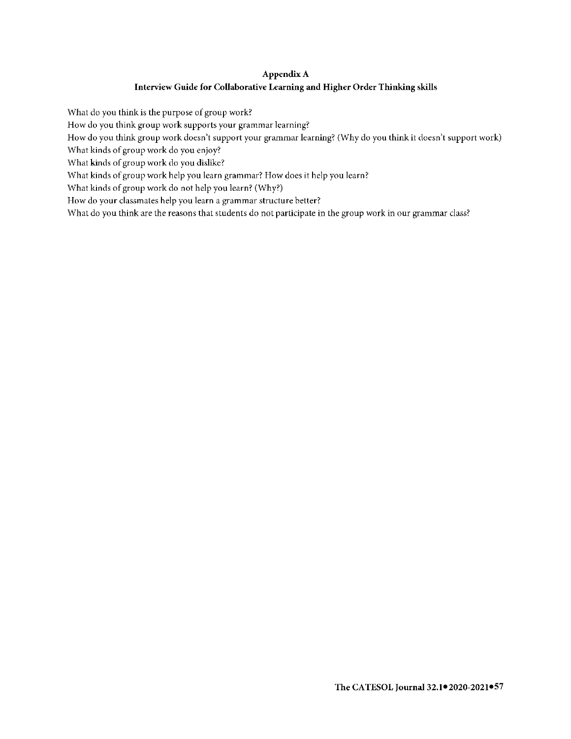## Appendix A
## Interview Guide for Collaborative Learning and Higher Order Thinking skills

What do you think is the purpose of group work?
How do you think group work supports your grammar learning?
How do you think group work doesn't support your grammar learning? (Why do you think it doesn't support work)
What kinds of group work do you enjoy?
What kinds of group work do you dislike?
What kinds of group work help you learn grammar? How does it help you learn?
What kinds of group work do not help you learn? (Why?)
How do your classmates help you learn a grammar structure better?
What do you think are the reasons that students do not participate in the group work in our grammar class?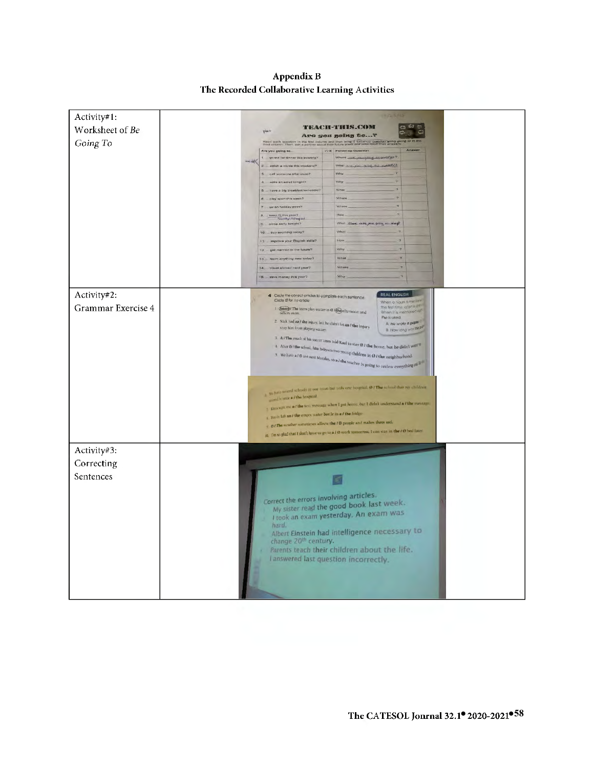## Appendix B
## The Recorded Collaborative Learning Activities

| | | |
|---|---|---|
| Activity#1: Worksheet of *Be Going To* | | |
| Activity#2: Grammar Exercise 4 | | |
| Activity#3: Correcting Sentences | | |